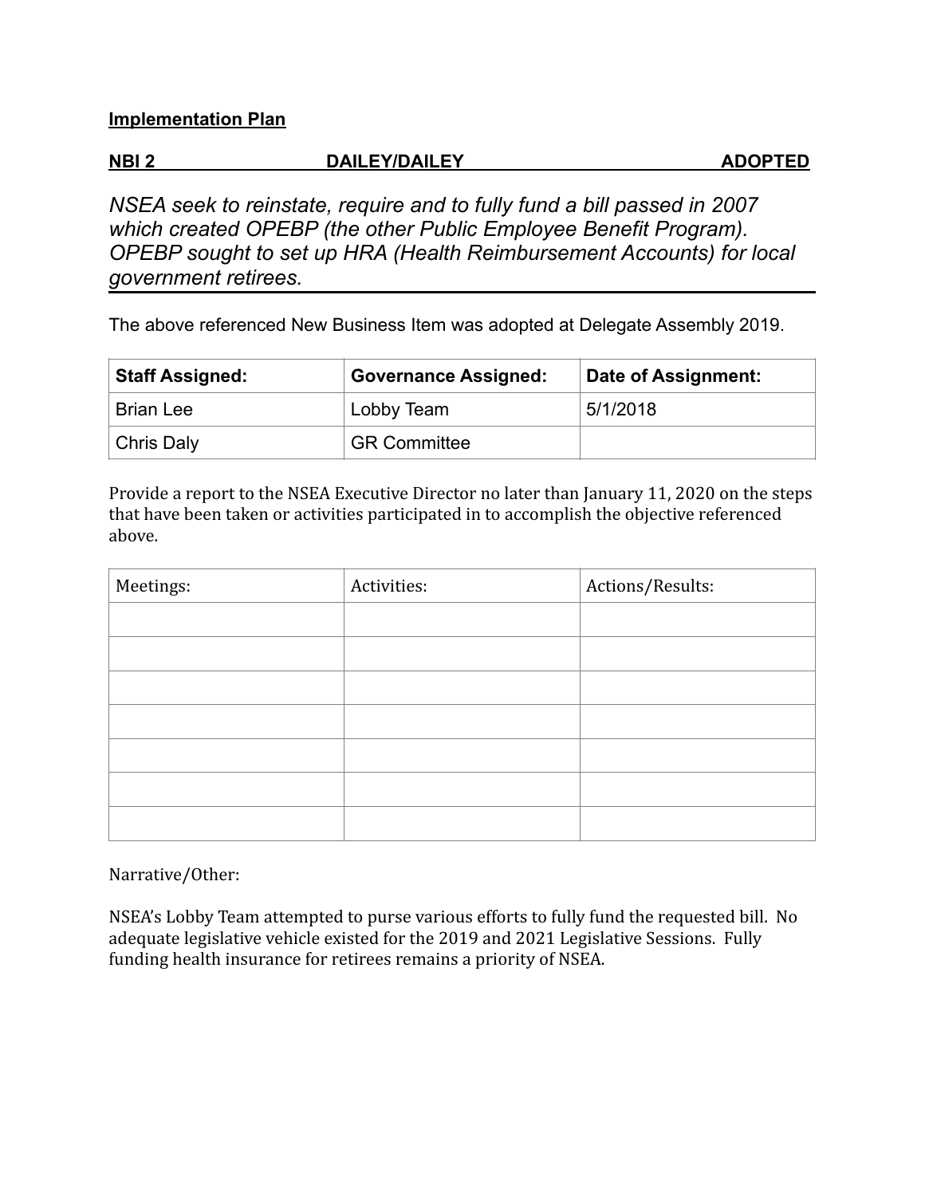**Implementation Plan**

**NBI 2 DAILEY/DAILEY ADOPTED**

*NSEA seek to reinstate, require and to fully fund a bill passed in 2007 which created OPEBP (the other Public Employee Benefit Program). OPEBP sought to set up HRA (Health Reimbursement Accounts) for local government retirees.*

The above referenced New Business Item was adopted at Delegate Assembly 2019.

| Staff Assigned: | Governance Assigned: | Date of Assignment: |
|---|---|---|
| Brian Lee | Lobby Team | 5/1/2018 |
| Chris Daly | GR Committee | |

Provide a report to the NSEA Executive Director no later than January 11, 2020 on the steps that have been taken or activities participated in to accomplish the objective referenced above.

| Meetings: | Activities: | Actions/Results: |
|---|---|---|
| | | |
| | | |
| | | |
| | | |
| | | |
| | | |
| | | |

Narrative/Other:

NSEA's Lobby Team attempted to purse various efforts to fully fund the requested bill. No adequate legislative vehicle existed for the 2019 and 2021 Legislative Sessions. Fully funding health insurance for retirees remains a priority of NSEA.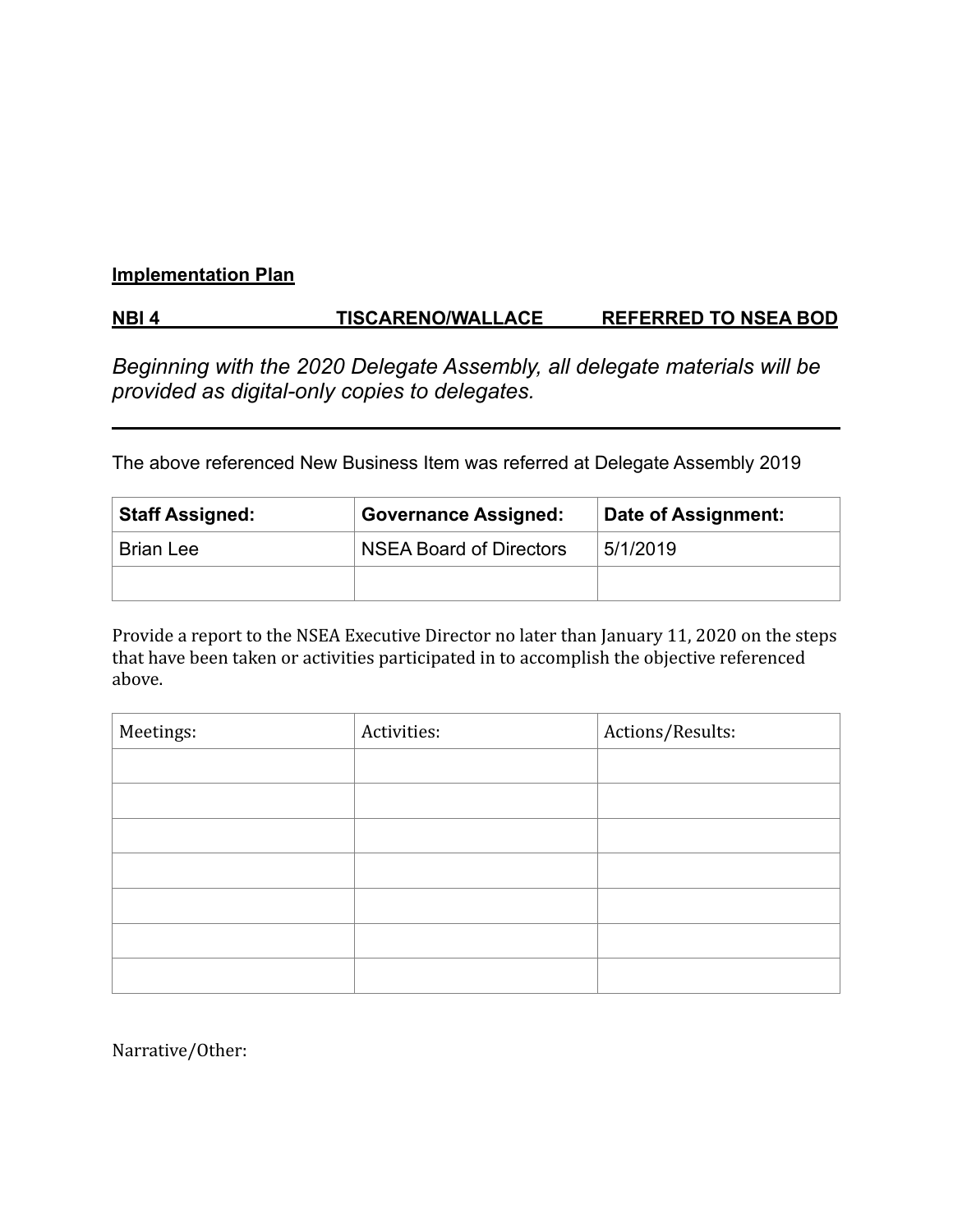**Implementation Plan**

**NBI 4 TISCARENO/WALLACE REFERRED TO NSEA BOD**

*Beginning with the 2020 Delegate Assembly, all delegate materials will be provided as digital-only copies to delegates.*

---

The above referenced New Business Item was referred at Delegate Assembly 2019

| Staff Assigned: | Governance Assigned: | Date of Assignment: |
|---|---|---|
| Brian Lee | NSEA Board of Directors | 5/1/2019 |
| | | |

Provide a report to the NSEA Executive Director no later than January 11, 2020 on the steps that have been taken or activities participated in to accomplish the objective referenced above.

| Meetings: | Activities: | Actions/Results: |
|---|---|---|
| | | |
| | | |
| | | |
| | | |
| | | |
| | | |
| | | |

Narrative/Other: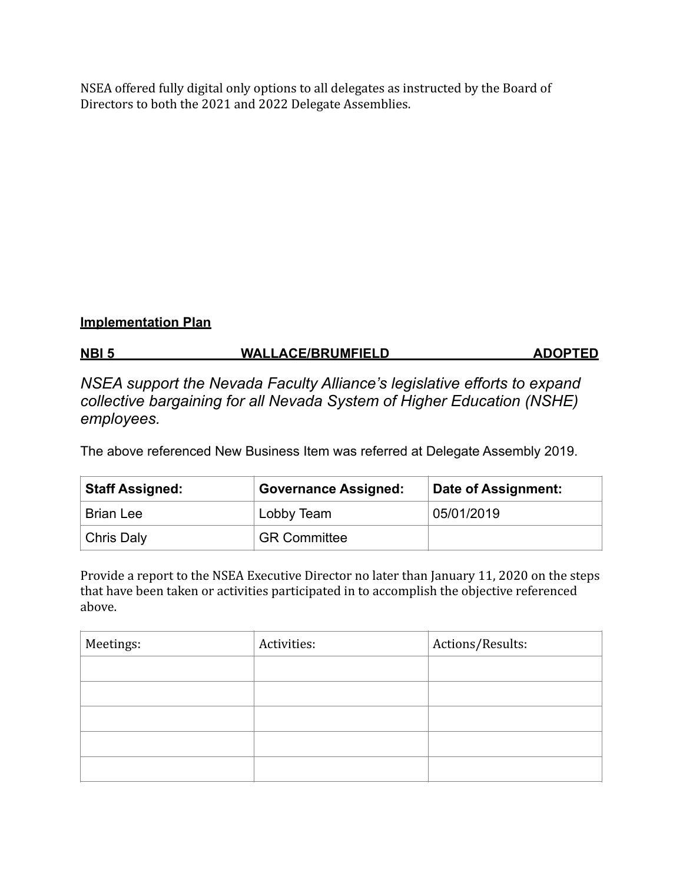NSEA offered fully digital only options to all delegates as instructed by the Board of Directors to both the 2021 and 2022 Delegate Assemblies.

**Implementation Plan**

**NBI 5 WALLACE/BRUMFIELD ADOPTED**

*NSEA support the Nevada Faculty Alliance's legislative efforts to expand collective bargaining for all Nevada System of Higher Education (NSHE) employees.*

The above referenced New Business Item was referred at Delegate Assembly 2019.

| Staff Assigned: | Governance Assigned: | Date of Assignment: |
|---|---|---|
| Brian Lee | Lobby Team | 05/01/2019 |
| Chris Daly | GR Committee | |

Provide a report to the NSEA Executive Director no later than January 11, 2020 on the steps that have been taken or activities participated in to accomplish the objective referenced above.

| Meetings: | Activities: | Actions/Results: |
|---|---|---|
| | | |
| | | |
| | | |
| | | |
| | | |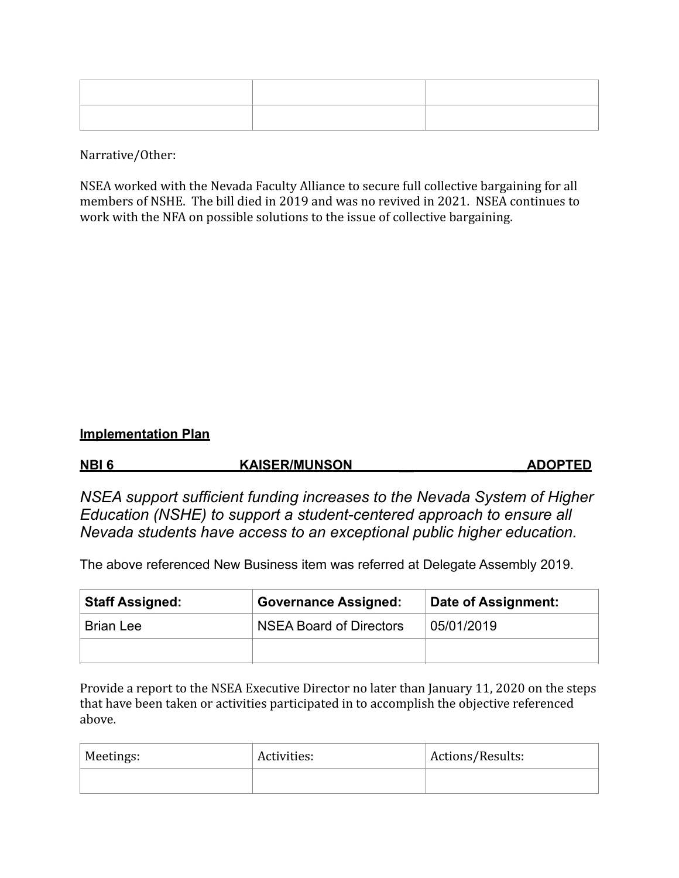| | | |
|---|---|---|
| | | |
| | | |

Narrative/Other:

NSEA worked with the Nevada Faculty Alliance to secure full collective bargaining for all members of NSHE. The bill died in 2019 and was no revived in 2021. NSEA continues to work with the NFA on possible solutions to the issue of collective bargaining.

**Implementation Plan**

**NBI 6 KAISER/MUNSON ADOPTED**

*NSEA support sufficient funding increases to the Nevada System of Higher Education (NSHE) to support a student-centered approach to ensure all Nevada students have access to an exceptional public higher education.*

The above referenced New Business item was referred at Delegate Assembly 2019.

| Staff Assigned: | Governance Assigned: | Date of Assignment: |
|---|---|---|
| Brian Lee | NSEA Board of Directors | 05/01/2019 |
| | | |

Provide a report to the NSEA Executive Director no later than January 11, 2020 on the steps that have been taken or activities participated in to accomplish the objective referenced above.

| Meetings: | Activities: | Actions/Results: |
|---|---|---|
| | | |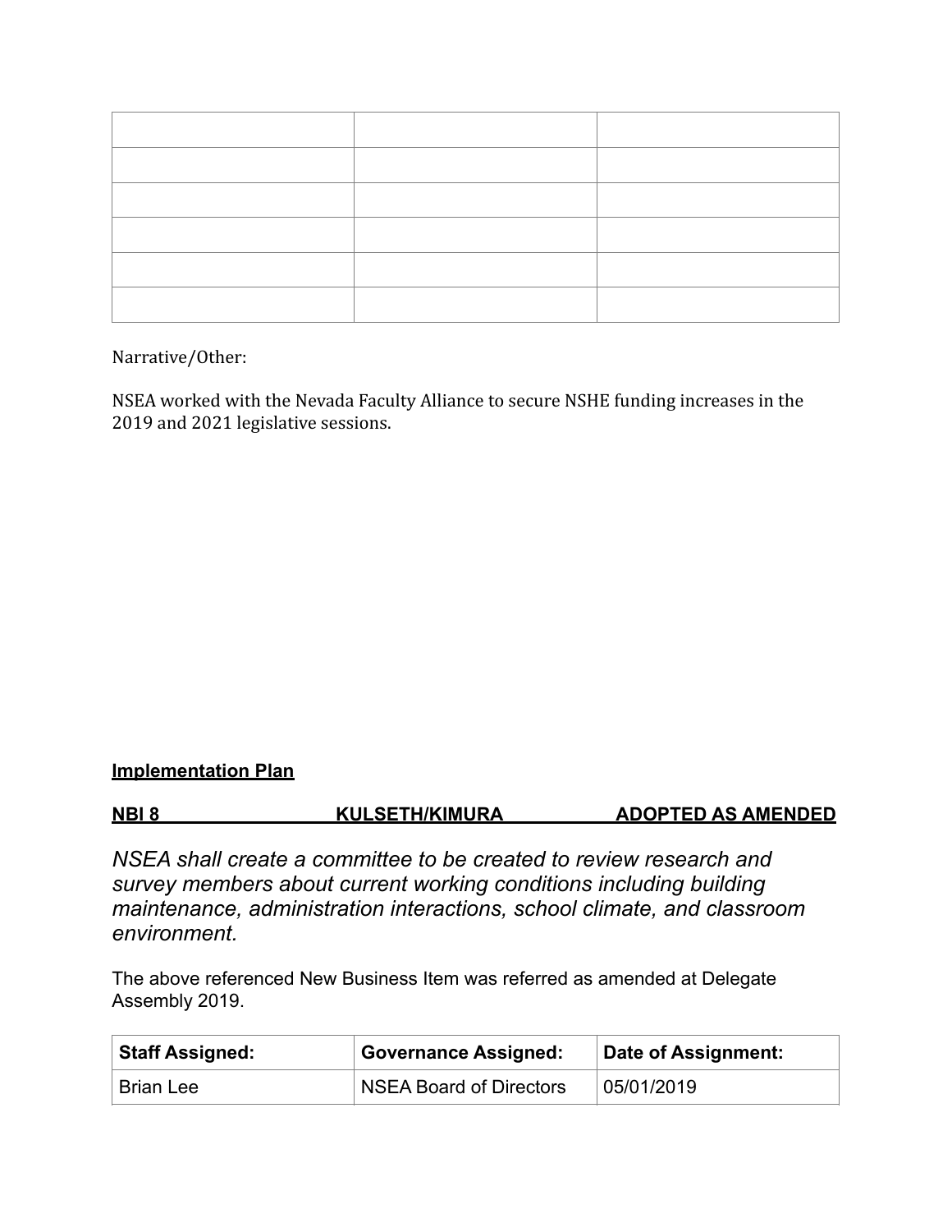| | | |
|---|---|---|
| | | |
| | | |
| | | |
| | | |
| | | |
| | | |

Narrative/Other:

NSEA worked with the Nevada Faculty Alliance to secure NSHE funding increases in the 2019 and 2021 legislative sessions.

**Implementation Plan**

**NBI 8 KULSETH/KIMURA ADOPTED AS AMENDED**

*NSEA shall create a committee to be created to review research and survey members about current working conditions including building maintenance, administration interactions, school climate, and classroom environment.*

The above referenced New Business Item was referred as amended at Delegate Assembly 2019.

| Staff Assigned: | Governance Assigned: | Date of Assignment: |
|---|---|---|
| Brian Lee | NSEA Board of Directors | 05/01/2019 |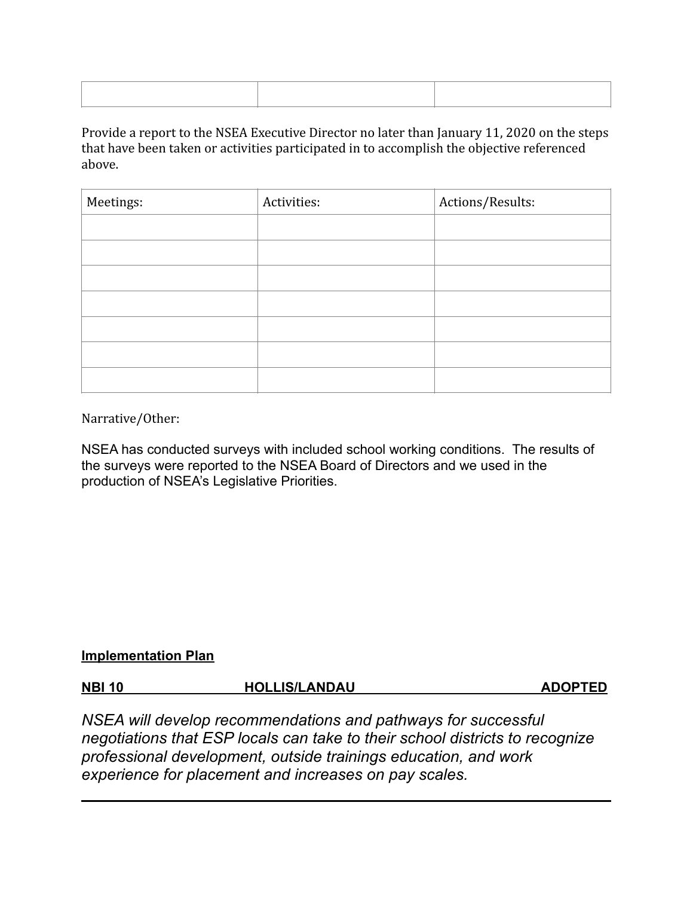| | | |
|---|---|---|
| | | |

Provide a report to the NSEA Executive Director no later than January 11, 2020 on the steps that have been taken or activities participated in to accomplish the objective referenced above.

| Meetings: | Activities: | Actions/Results: |
|---|---|---|
| | | |
| | | |
| | | |
| | | |
| | | |
| | | |
| | | |

Narrative/Other:

NSEA has conducted surveys with included school working conditions. The results of the surveys were reported to the NSEA Board of Directors and we used in the production of NSEA's Legislative Priorities.

**Implementation Plan**

**NBI 10 HOLLIS/LANDAU ADOPTED**

*NSEA will develop recommendations and pathways for successful negotiations that ESP locals can take to their school districts to recognize professional development, outside trainings education, and work experience for placement and increases on pay scales.*

---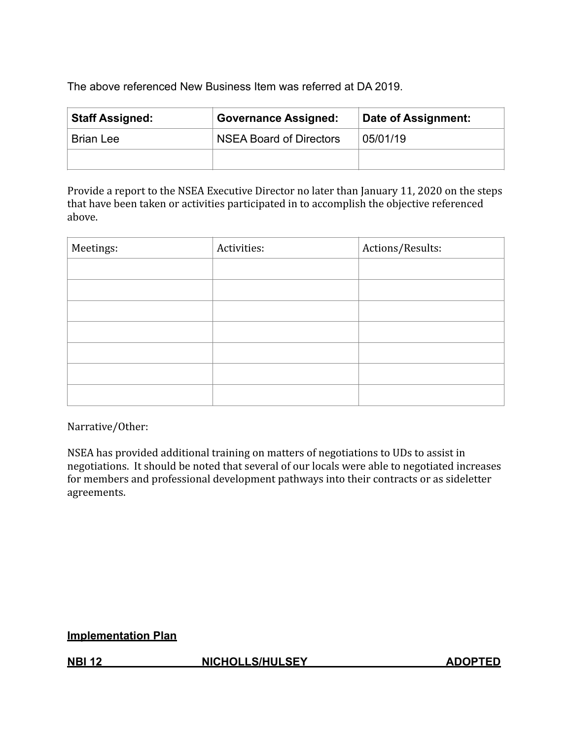The above referenced New Business Item was referred at DA 2019.

| **Staff Assigned:** | **Governance Assigned:** | **Date of Assignment:** |
|---|---|---|
| Brian Lee | NSEA Board of Directors | 05/01/19 |
| | | |

Provide a report to the NSEA Executive Director no later than January 11, 2020 on the steps that have been taken or activities participated in to accomplish the objective referenced above.

| Meetings: | Activities: | Actions/Results: |
|---|---|---|
| | | |
| | | |
| | | |
| | | |
| | | |
| | | |
| | | |

Narrative/Other:

NSEA has provided additional training on matters of negotiations to UDs to assist in negotiations. It should be noted that several of our locals were able to negotiated increases for members and professional development pathways into their contracts or as sideletter agreements.

**Implementation Plan**

**NBI 12 NICHOLLS/HULSEY ADOPTED**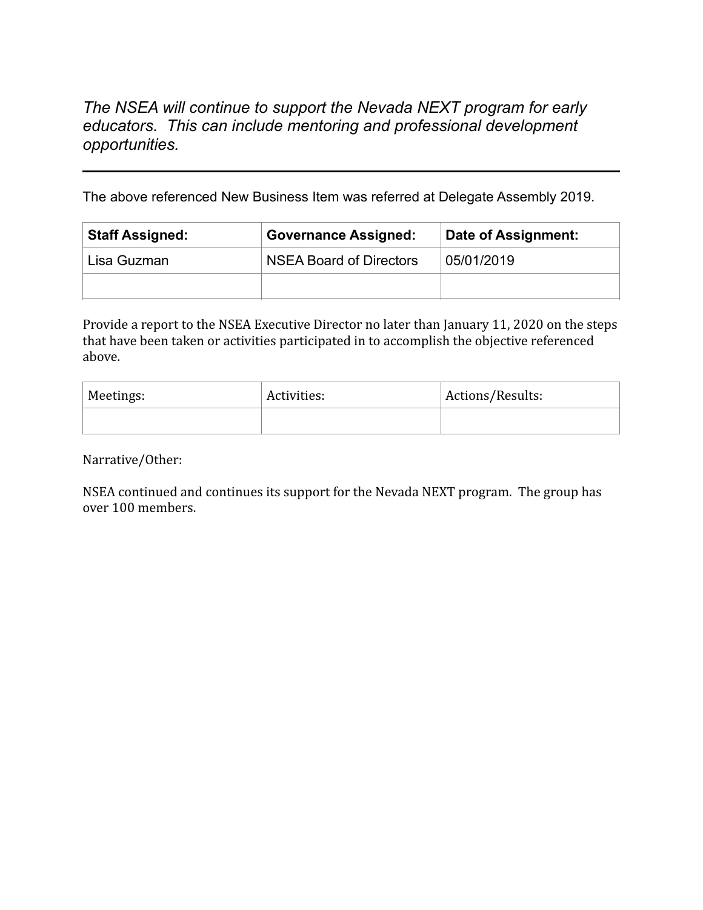*The NSEA will continue to support the Nevada NEXT program for early educators. This can include mentoring and professional development opportunities.*

---

The above referenced New Business Item was referred at Delegate Assembly 2019.

| **Staff Assigned:** | **Governance Assigned:** | **Date of Assignment:** |
| --- | --- | --- |
| Lisa Guzman | NSEA Board of Directors | 05/01/2019 |
| | | |

Provide a report to the NSEA Executive Director no later than January 11, 2020 on the steps that have been taken or activities participated in to accomplish the objective referenced above.

| Meetings: | Activities: | Actions/Results: |
| --- | --- | --- |
| | | |

Narrative/Other:

NSEA continued and continues its support for the Nevada NEXT program. The group has over 100 members.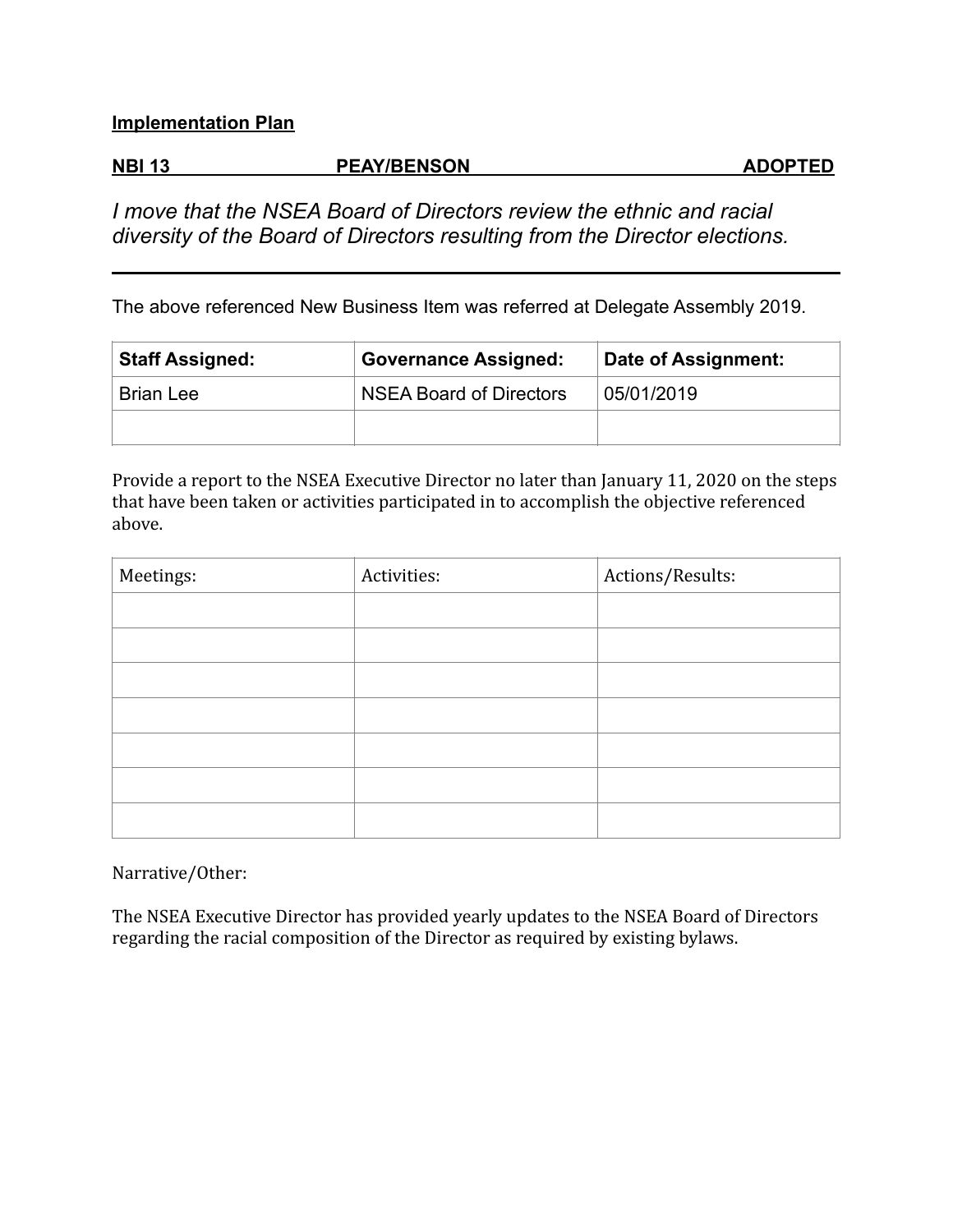**Implementation Plan**

**NBI 13 PEAY/BENSON ADOPTED**

*I move that the NSEA Board of Directors review the ethnic and racial diversity of the Board of Directors resulting from the Director elections.*

---

The above referenced New Business Item was referred at Delegate Assembly 2019.

| Staff Assigned: | Governance Assigned: | Date of Assignment: |
|---|---|---|
| Brian Lee | NSEA Board of Directors | 05/01/2019 |
| | | |

Provide a report to the NSEA Executive Director no later than January 11, 2020 on the steps that have been taken or activities participated in to accomplish the objective referenced above.

| Meetings: | Activities: | Actions/Results: |
|---|---|---|
| | | |
| | | |
| | | |
| | | |
| | | |
| | | |
| | | |

Narrative/Other:

The NSEA Executive Director has provided yearly updates to the NSEA Board of Directors regarding the racial composition of the Director as required by existing bylaws.